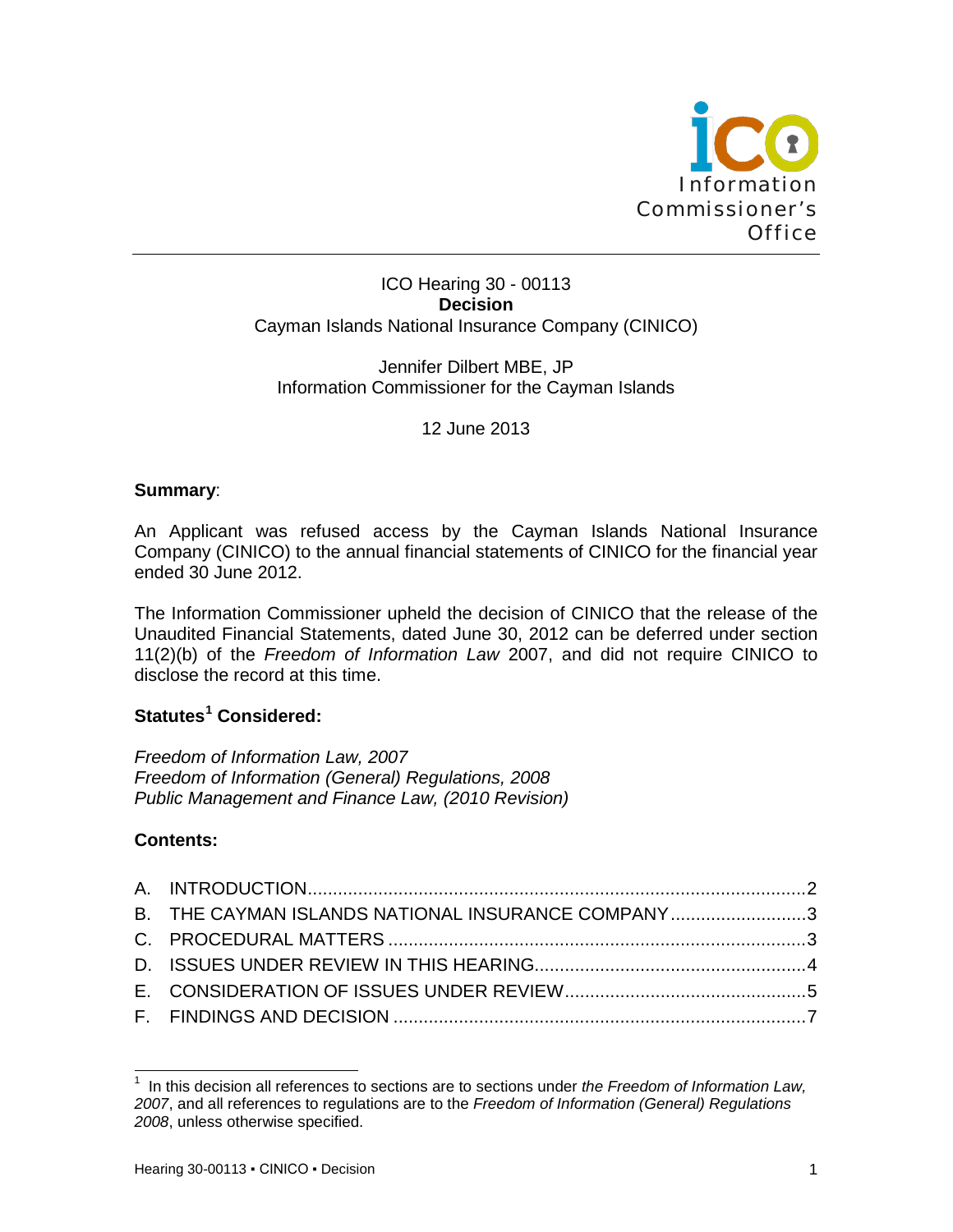Information Commissioner's Office

ICO Hearing 30 - 00113
**Decision**
Cayman Islands National Insurance Company (CINICO)

Jennifer Dilbert MBE, JP
Information Commissioner for the Cayman Islands

12 June 2013

**Summary**:

An Applicant was refused access by the Cayman Islands National Insurance Company (CINICO) to the annual financial statements of CINICO for the financial year ended 30 June 2012.

The Information Commissioner upheld the decision of CINICO that the release of the Unaudited Financial Statements, dated June 30, 2012 can be deferred under section 11(2)(b) of the *Freedom of Information Law* 2007, and did not require CINICO to disclose the record at this time.

**Statutes[1] Considered:**

*Freedom of Information Law, 2007*
*Freedom of Information (General) Regulations, 2008*
*Public Management and Finance Law, (2010 Revision)*

**Contents:**

A. INTRODUCTION ... 2
B. THE CAYMAN ISLANDS NATIONAL INSURANCE COMPANY ... 3
C. PROCEDURAL MATTERS ... 3
D. ISSUES UNDER REVIEW IN THIS HEARING ... 4
E. CONSIDERATION OF ISSUES UNDER REVIEW ... 5
F. FINDINGS AND DECISION ... 7

[1] In this decision all references to sections are to sections under *the Freedom of Information Law, 2007*, and all references to regulations are to the *Freedom of Information (General) Regulations 2008*, unless otherwise specified.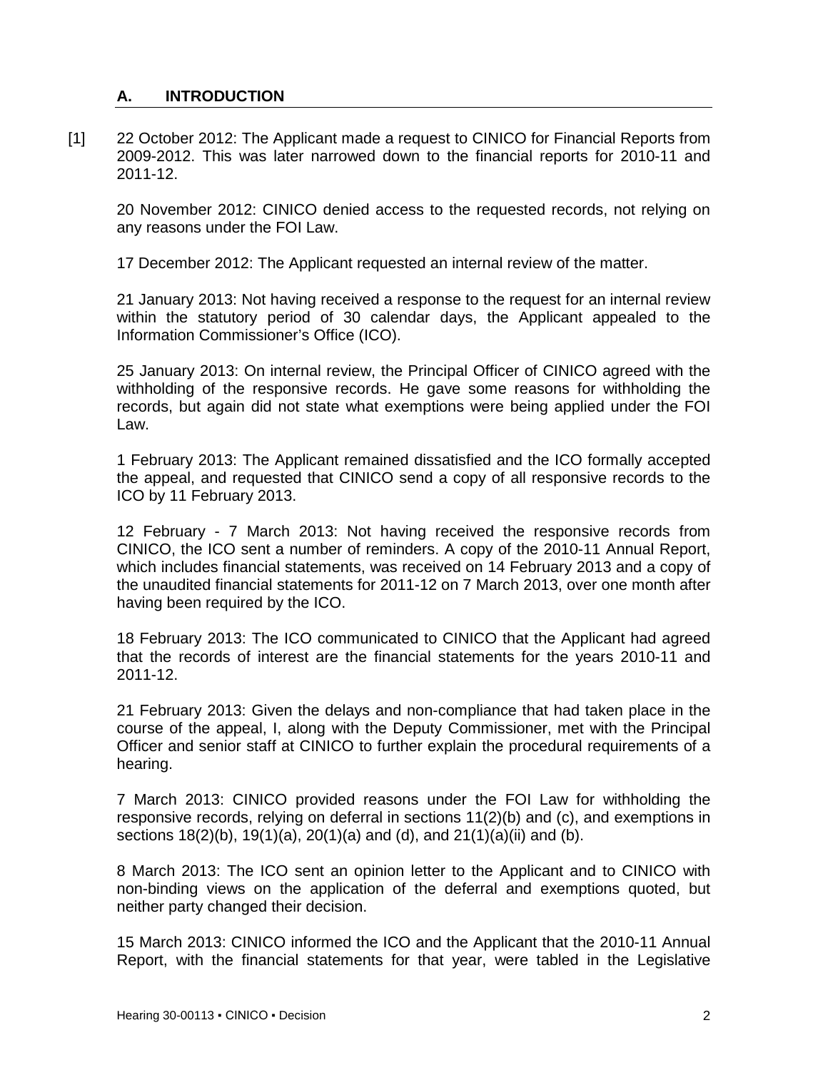## A. INTRODUCTION

[1] 22 October 2012: The Applicant made a request to CINICO for Financial Reports from 2009-2012. This was later narrowed down to the financial reports for 2010-11 and 2011-12.

20 November 2012: CINICO denied access to the requested records, not relying on any reasons under the FOI Law.

17 December 2012: The Applicant requested an internal review of the matter.

21 January 2013: Not having received a response to the request for an internal review within the statutory period of 30 calendar days, the Applicant appealed to the Information Commissioner's Office (ICO).

25 January 2013: On internal review, the Principal Officer of CINICO agreed with the withholding of the responsive records. He gave some reasons for withholding the records, but again did not state what exemptions were being applied under the FOI Law.

1 February 2013: The Applicant remained dissatisfied and the ICO formally accepted the appeal, and requested that CINICO send a copy of all responsive records to the ICO by 11 February 2013.

12 February - 7 March 2013: Not having received the responsive records from CINICO, the ICO sent a number of reminders. A copy of the 2010-11 Annual Report, which includes financial statements, was received on 14 February 2013 and a copy of the unaudited financial statements for 2011-12 on 7 March 2013, over one month after having been required by the ICO.

18 February 2013: The ICO communicated to CINICO that the Applicant had agreed that the records of interest are the financial statements for the years 2010-11 and 2011-12.

21 February 2013: Given the delays and non-compliance that had taken place in the course of the appeal, I, along with the Deputy Commissioner, met with the Principal Officer and senior staff at CINICO to further explain the procedural requirements of a hearing.

7 March 2013: CINICO provided reasons under the FOI Law for withholding the responsive records, relying on deferral in sections 11(2)(b) and (c), and exemptions in sections 18(2)(b), 19(1)(a), 20(1)(a) and (d), and 21(1)(a)(ii) and (b).

8 March 2013: The ICO sent an opinion letter to the Applicant and to CINICO with non-binding views on the application of the deferral and exemptions quoted, but neither party changed their decision.

15 March 2013: CINICO informed the ICO and the Applicant that the 2010-11 Annual Report, with the financial statements for that year, were tabled in the Legislative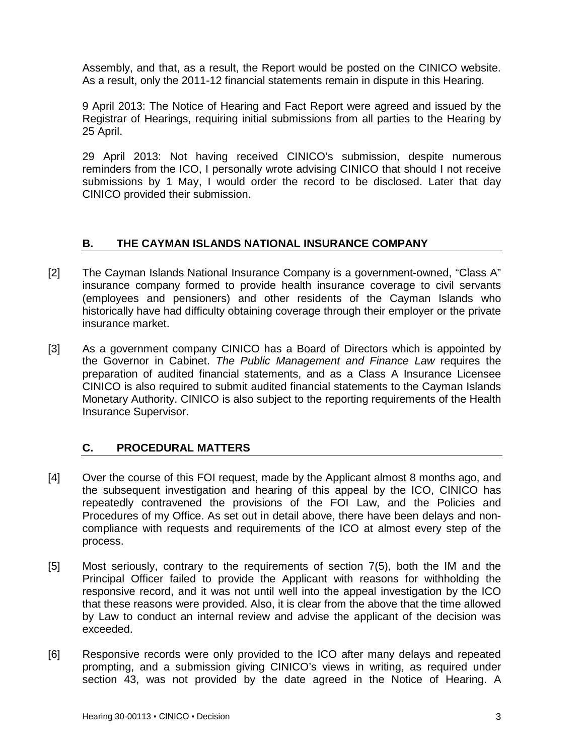Assembly, and that, as a result, the Report would be posted on the CINICO website. As a result, only the 2011-12 financial statements remain in dispute in this Hearing.

9 April 2013: The Notice of Hearing and Fact Report were agreed and issued by the Registrar of Hearings, requiring initial submissions from all parties to the Hearing by 25 April.

29 April 2013: Not having received CINICO's submission, despite numerous reminders from the ICO, I personally wrote advising CINICO that should I not receive submissions by 1 May, I would order the record to be disclosed. Later that day CINICO provided their submission.

## B. THE CAYMAN ISLANDS NATIONAL INSURANCE COMPANY

[2] The Cayman Islands National Insurance Company is a government-owned, "Class A" insurance company formed to provide health insurance coverage to civil servants (employees and pensioners) and other residents of the Cayman Islands who historically have had difficulty obtaining coverage through their employer or the private insurance market.

[3] As a government company CINICO has a Board of Directors which is appointed by the Governor in Cabinet. *The Public Management and Finance Law* requires the preparation of audited financial statements, and as a Class A Insurance Licensee CINICO is also required to submit audited financial statements to the Cayman Islands Monetary Authority. CINICO is also subject to the reporting requirements of the Health Insurance Supervisor.

## C. PROCEDURAL MATTERS

[4] Over the course of this FOI request, made by the Applicant almost 8 months ago, and the subsequent investigation and hearing of this appeal by the ICO, CINICO has repeatedly contravened the provisions of the FOI Law, and the Policies and Procedures of my Office. As set out in detail above, there have been delays and non-compliance with requests and requirements of the ICO at almost every step of the process.

[5] Most seriously, contrary to the requirements of section 7(5), both the IM and the Principal Officer failed to provide the Applicant with reasons for withholding the responsive record, and it was not until well into the appeal investigation by the ICO that these reasons were provided. Also, it is clear from the above that the time allowed by Law to conduct an internal review and advise the applicant of the decision was exceeded.

[6] Responsive records were only provided to the ICO after many delays and repeated prompting, and a submission giving CINICO's views in writing, as required under section 43, was not provided by the date agreed in the Notice of Hearing. A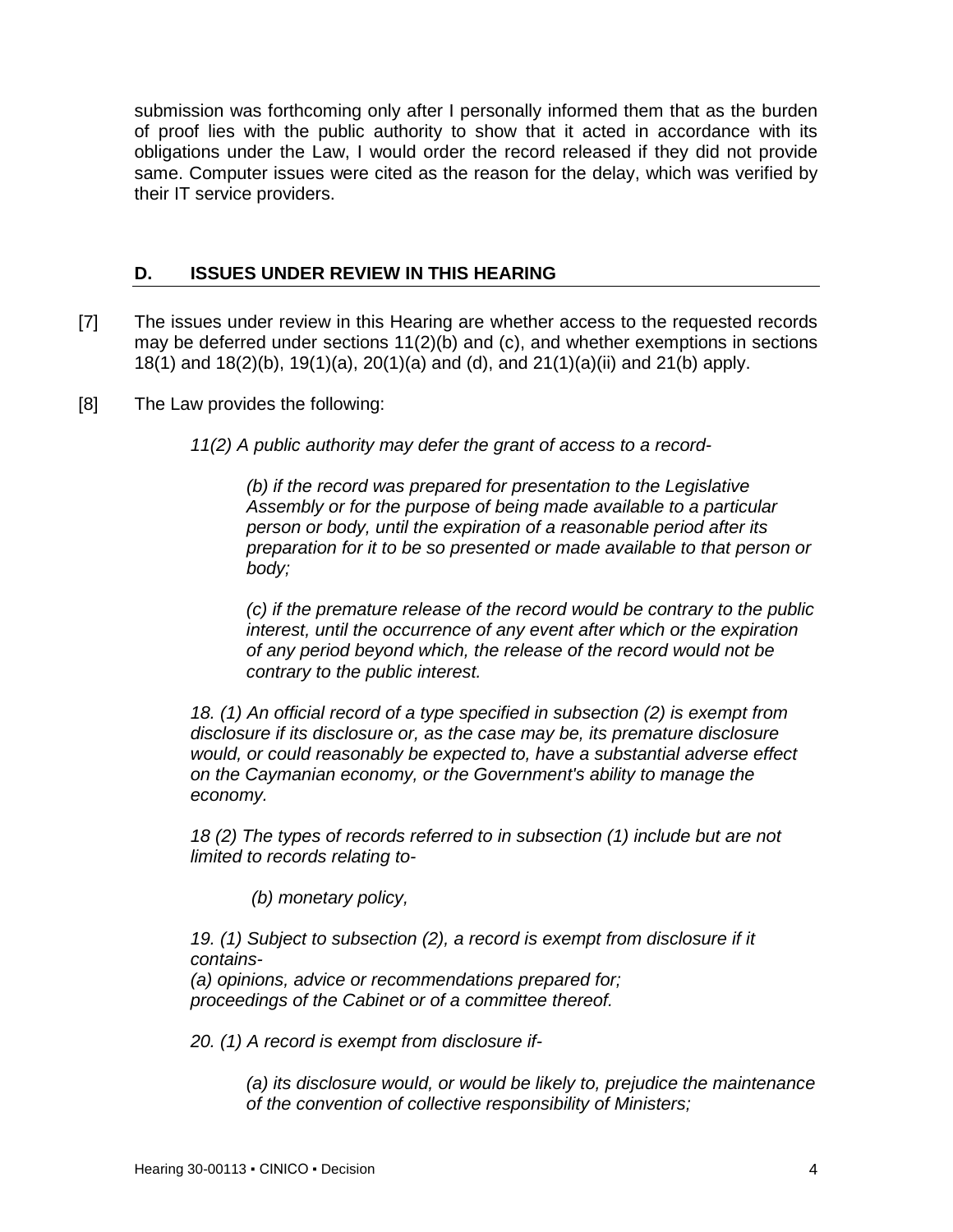submission was forthcoming only after I personally informed them that as the burden of proof lies with the public authority to show that it acted in accordance with its obligations under the Law, I would order the record released if they did not provide same. Computer issues were cited as the reason for the delay, which was verified by their IT service providers.

## D. ISSUES UNDER REVIEW IN THIS HEARING

[7] The issues under review in this Hearing are whether access to the requested records may be deferred under sections 11(2)(b) and (c), and whether exemptions in sections 18(1) and 18(2)(b), 19(1)(a), 20(1)(a) and (d), and 21(1)(a)(ii) and 21(b) apply.

[8] The Law provides the following:

> *11(2) A public authority may defer the grant of access to a record-*
>
> > *(b) if the record was prepared for presentation to the Legislative Assembly or for the purpose of being made available to a particular person or body, until the expiration of a reasonable period after its preparation for it to be so presented or made available to that person or body;*
> >
> > *(c) if the premature release of the record would be contrary to the public interest, until the occurrence of any event after which or the expiration of any period beyond which, the release of the record would not be contrary to the public interest.*
>
> *18. (1) An official record of a type specified in subsection (2) is exempt from disclosure if its disclosure or, as the case may be, its premature disclosure would, or could reasonably be expected to, have a substantial adverse effect on the Caymanian economy, or the Government's ability to manage the economy.*
>
> *18 (2) The types of records referred to in subsection (1) include but are not limited to records relating to-*
>
> > *(b) monetary policy,*
>
> *19. (1) Subject to subsection (2), a record is exempt from disclosure if it contains-*
> *(a) opinions, advice or recommendations prepared for;*
> *proceedings of the Cabinet or of a committee thereof.*
>
> *20. (1) A record is exempt from disclosure if-*
>
> > *(a) its disclosure would, or would be likely to, prejudice the maintenance of the convention of collective responsibility of Ministers;*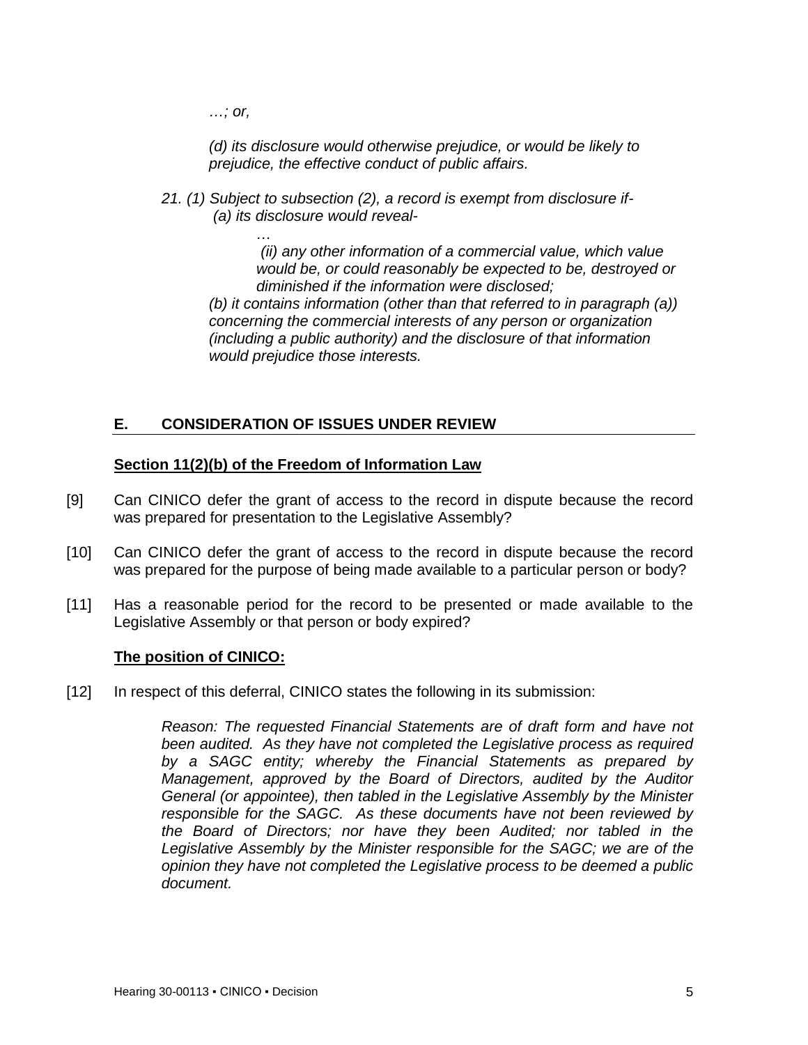*…; or,*

*(d) its disclosure would otherwise prejudice, or would be likely to prejudice, the effective conduct of public affairs.*

*21. (1) Subject to subsection (2), a record is exempt from disclosure if-*
*(a) its disclosure would reveal-*

*…*

*(ii) any other information of a commercial value, which value would be, or could reasonably be expected to be, destroyed or diminished if the information were disclosed;*

*(b) it contains information (other than that referred to in paragraph (a)) concerning the commercial interests of any person or organization (including a public authority) and the disclosure of that information would prejudice those interests.*

## E. CONSIDERATION OF ISSUES UNDER REVIEW

**Section 11(2)(b) of the Freedom of Information Law**

[9] Can CINICO defer the grant of access to the record in dispute because the record was prepared for presentation to the Legislative Assembly?

[10] Can CINICO defer the grant of access to the record in dispute because the record was prepared for the purpose of being made available to a particular person or body?

[11] Has a reasonable period for the record to be presented or made available to the Legislative Assembly or that person or body expired?

**The position of CINICO:**

[12] In respect of this deferral, CINICO states the following in its submission:

> *Reason: The requested Financial Statements are of draft form and have not been audited. As they have not completed the Legislative process as required by a SAGC entity; whereby the Financial Statements as prepared by Management, approved by the Board of Directors, audited by the Auditor General (or appointee), then tabled in the Legislative Assembly by the Minister responsible for the SAGC. As these documents have not been reviewed by the Board of Directors; nor have they been Audited; nor tabled in the Legislative Assembly by the Minister responsible for the SAGC; we are of the opinion they have not completed the Legislative process to be deemed a public document.*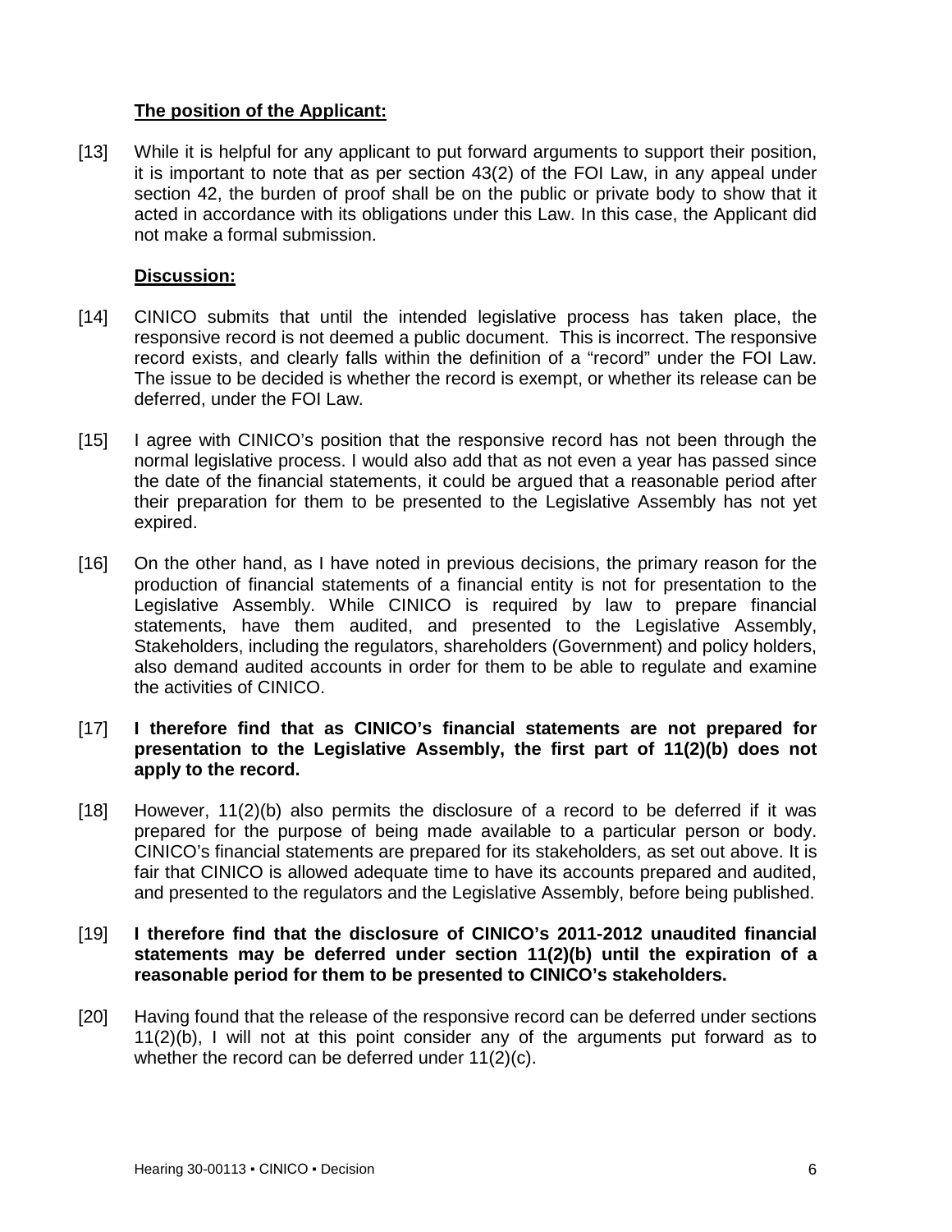**The position of the Applicant:**

[13] While it is helpful for any applicant to put forward arguments to support their position, it is important to note that as per section 43(2) of the FOI Law, in any appeal under section 42, the burden of proof shall be on the public or private body to show that it acted in accordance with its obligations under this Law. In this case, the Applicant did not make a formal submission.

**Discussion:**

[14] CINICO submits that until the intended legislative process has taken place, the responsive record is not deemed a public document. This is incorrect. The responsive record exists, and clearly falls within the definition of a "record" under the FOI Law. The issue to be decided is whether the record is exempt, or whether its release can be deferred, under the FOI Law.

[15] I agree with CINICO's position that the responsive record has not been through the normal legislative process. I would also add that as not even a year has passed since the date of the financial statements, it could be argued that a reasonable period after their preparation for them to be presented to the Legislative Assembly has not yet expired.

[16] On the other hand, as I have noted in previous decisions, the primary reason for the production of financial statements of a financial entity is not for presentation to the Legislative Assembly. While CINICO is required by law to prepare financial statements, have them audited, and presented to the Legislative Assembly, Stakeholders, including the regulators, shareholders (Government) and policy holders, also demand audited accounts in order for them to be able to regulate and examine the activities of CINICO.

[17] **I therefore find that as CINICO's financial statements are not prepared for presentation to the Legislative Assembly, the first part of 11(2)(b) does not apply to the record.**

[18] However, 11(2)(b) also permits the disclosure of a record to be deferred if it was prepared for the purpose of being made available to a particular person or body. CINICO's financial statements are prepared for its stakeholders, as set out above. It is fair that CINICO is allowed adequate time to have its accounts prepared and audited, and presented to the regulators and the Legislative Assembly, before being published.

[19] **I therefore find that the disclosure of CINICO's 2011-2012 unaudited financial statements may be deferred under section 11(2)(b) until the expiration of a reasonable period for them to be presented to CINICO's stakeholders.**

[20] Having found that the release of the responsive record can be deferred under sections 11(2)(b), I will not at this point consider any of the arguments put forward as to whether the record can be deferred under 11(2)(c).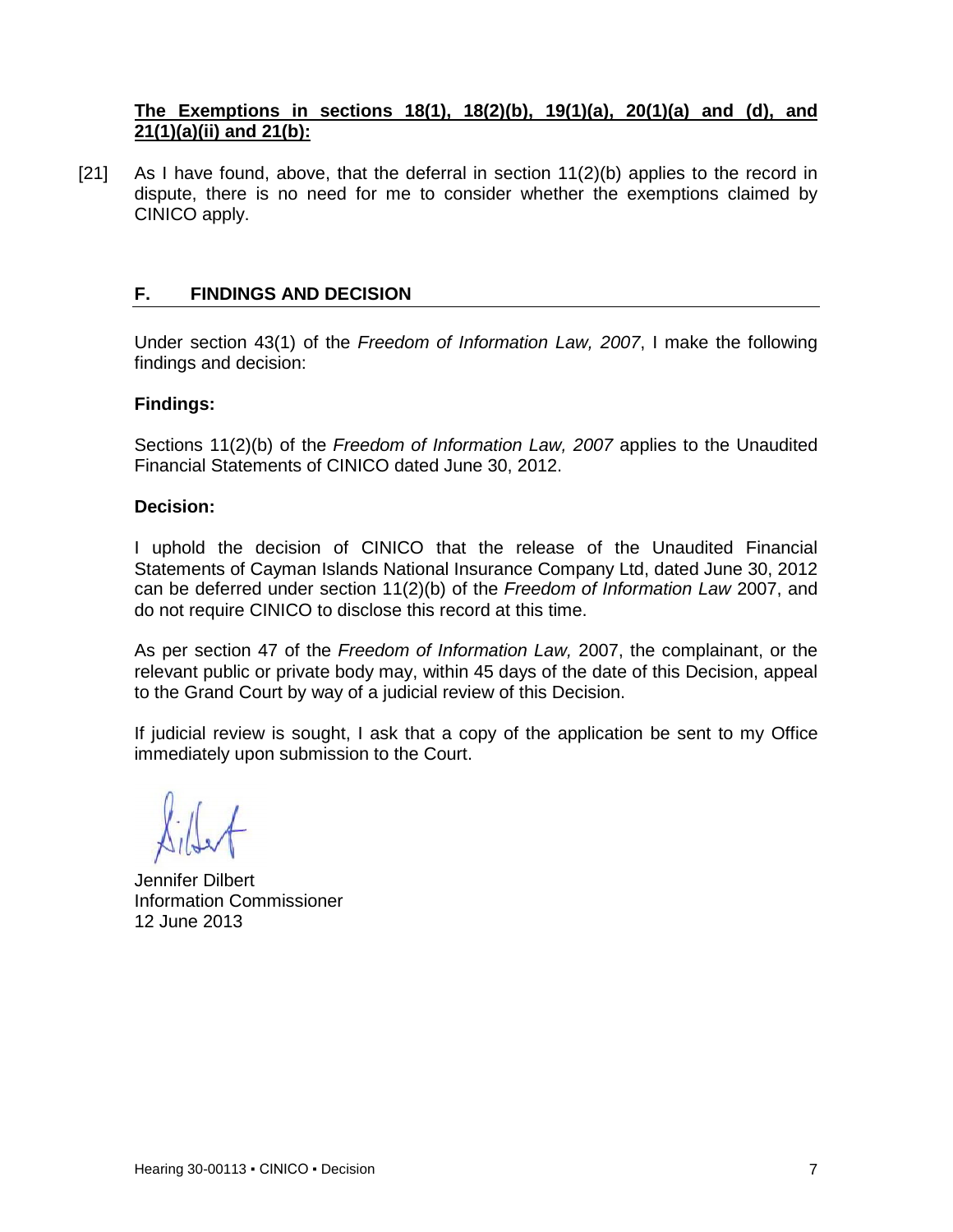**The Exemptions in sections 18(1), 18(2)(b), 19(1)(a), 20(1)(a) and (d), and 21(1)(a)(ii) and 21(b):**

[21] As I have found, above, that the deferral in section 11(2)(b) applies to the record in dispute, there is no need for me to consider whether the exemptions claimed by CINICO apply.

## F. FINDINGS AND DECISION

Under section 43(1) of the *Freedom of Information Law, 2007*, I make the following findings and decision:

**Findings:**

Sections 11(2)(b) of the *Freedom of Information Law, 2007* applies to the Unaudited Financial Statements of CINICO dated June 30, 2012.

**Decision:**

I uphold the decision of CINICO that the release of the Unaudited Financial Statements of Cayman Islands National Insurance Company Ltd, dated June 30, 2012 can be deferred under section 11(2)(b) of the *Freedom of Information Law* 2007, and do not require CINICO to disclose this record at this time.

As per section 47 of the *Freedom of Information Law,* 2007, the complainant, or the relevant public or private body may, within 45 days of the date of this Decision, appeal to the Grand Court by way of a judicial review of this Decision.

If judicial review is sought, I ask that a copy of the application be sent to my Office immediately upon submission to the Court.

Jennifer Dilbert
Information Commissioner
12 June 2013